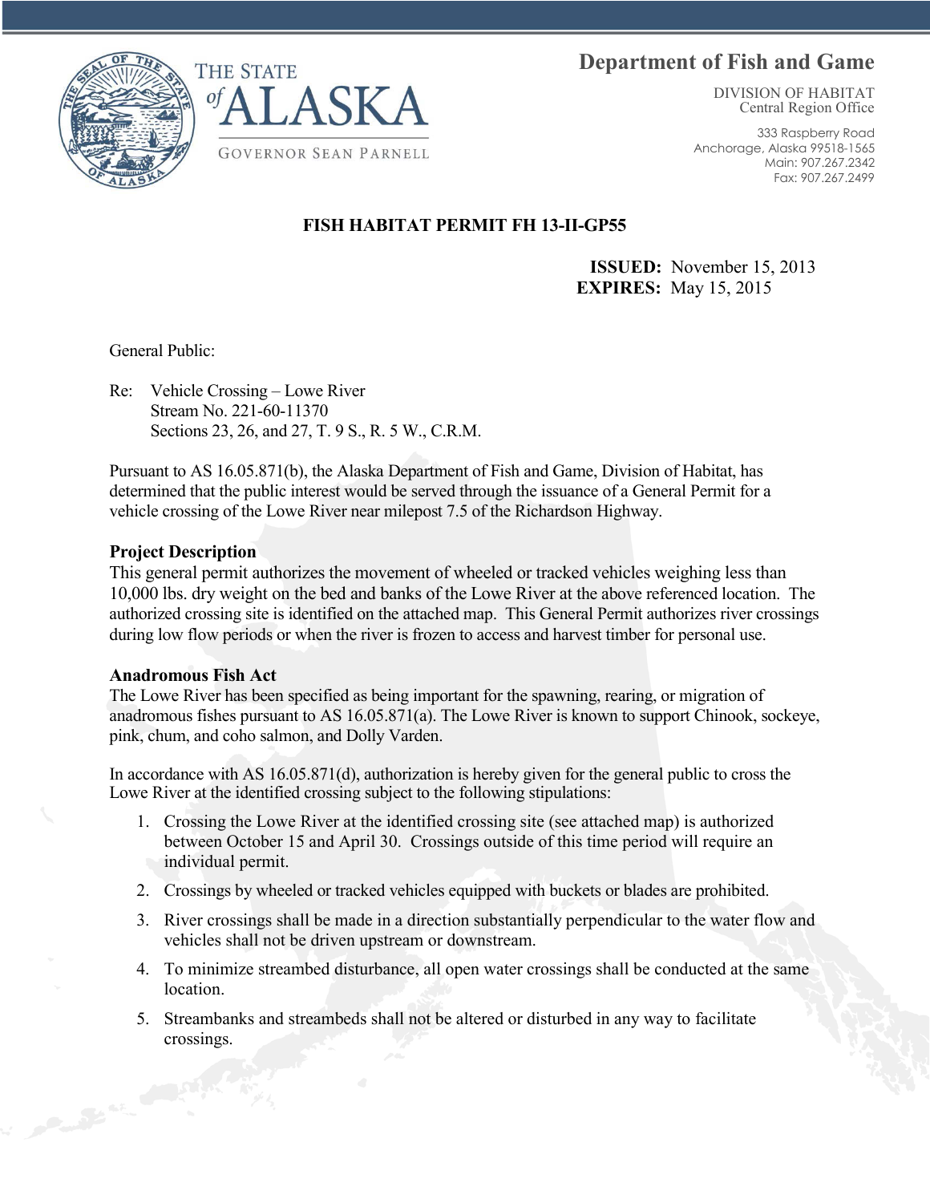THE STATE of ALASKA

GOVERNOR SEAN PARNELL

# Department of Fish and Game

DIVISION OF HABITAT
Central Region Office

333 Raspberry Road
Anchorage, Alaska 99518-1565
Main: 907.267.2342
Fax: 907.267.2499

## FISH HABITAT PERMIT FH 13-II-GP55

**ISSUED:** November 15, 2013
**EXPIRES:** May 15, 2015

General Public:

Re: Vehicle Crossing – Lowe River
Stream No. 221-60-11370
Sections 23, 26, and 27, T. 9 S., R. 5 W., C.R.M.

Pursuant to AS 16.05.871(b), the Alaska Department of Fish and Game, Division of Habitat, has determined that the public interest would be served through the issuance of a General Permit for a vehicle crossing of the Lowe River near milepost 7.5 of the Richardson Highway.

### Project Description

This general permit authorizes the movement of wheeled or tracked vehicles weighing less than 10,000 lbs. dry weight on the bed and banks of the Lowe River at the above referenced location. The authorized crossing site is identified on the attached map. This General Permit authorizes river crossings during low flow periods or when the river is frozen to access and harvest timber for personal use.

### Anadromous Fish Act

The Lowe River has been specified as being important for the spawning, rearing, or migration of anadromous fishes pursuant to AS 16.05.871(a). The Lowe River is known to support Chinook, sockeye, pink, chum, and coho salmon, and Dolly Varden.

In accordance with AS 16.05.871(d), authorization is hereby given for the general public to cross the Lowe River at the identified crossing subject to the following stipulations:

1. Crossing the Lowe River at the identified crossing site (see attached map) is authorized between October 15 and April 30. Crossings outside of this time period will require an individual permit.
2. Crossings by wheeled or tracked vehicles equipped with buckets or blades are prohibited.
3. River crossings shall be made in a direction substantially perpendicular to the water flow and vehicles shall not be driven upstream or downstream.
4. To minimize streambed disturbance, all open water crossings shall be conducted at the same location.
5. Streambanks and streambeds shall not be altered or disturbed in any way to facilitate crossings.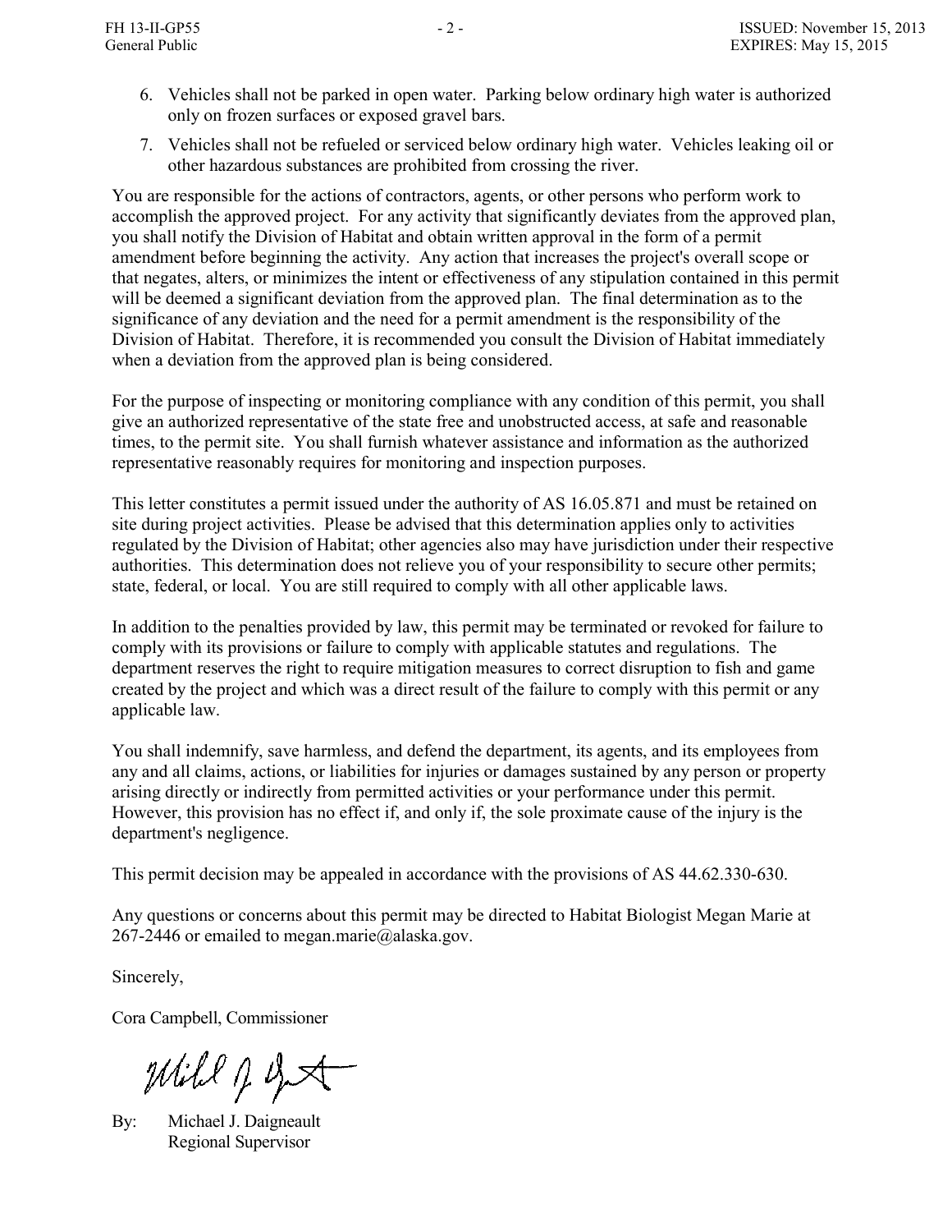6. Vehicles shall not be parked in open water. Parking below ordinary high water is authorized only on frozen surfaces or exposed gravel bars.
7. Vehicles shall not be refueled or serviced below ordinary high water. Vehicles leaking oil or other hazardous substances are prohibited from crossing the river.

You are responsible for the actions of contractors, agents, or other persons who perform work to accomplish the approved project. For any activity that significantly deviates from the approved plan, you shall notify the Division of Habitat and obtain written approval in the form of a permit amendment before beginning the activity. Any action that increases the project's overall scope or that negates, alters, or minimizes the intent or effectiveness of any stipulation contained in this permit will be deemed a significant deviation from the approved plan. The final determination as to the significance of any deviation and the need for a permit amendment is the responsibility of the Division of Habitat. Therefore, it is recommended you consult the Division of Habitat immediately when a deviation from the approved plan is being considered.

For the purpose of inspecting or monitoring compliance with any condition of this permit, you shall give an authorized representative of the state free and unobstructed access, at safe and reasonable times, to the permit site. You shall furnish whatever assistance and information as the authorized representative reasonably requires for monitoring and inspection purposes.

This letter constitutes a permit issued under the authority of AS 16.05.871 and must be retained on site during project activities. Please be advised that this determination applies only to activities regulated by the Division of Habitat; other agencies also may have jurisdiction under their respective authorities. This determination does not relieve you of your responsibility to secure other permits; state, federal, or local. You are still required to comply with all other applicable laws.

In addition to the penalties provided by law, this permit may be terminated or revoked for failure to comply with its provisions or failure to comply with applicable statutes and regulations. The department reserves the right to require mitigation measures to correct disruption to fish and game created by the project and which was a direct result of the failure to comply with this permit or any applicable law.

You shall indemnify, save harmless, and defend the department, its agents, and its employees from any and all claims, actions, or liabilities for injuries or damages sustained by any person or property arising directly or indirectly from permitted activities or your performance under this permit. However, this provision has no effect if, and only if, the sole proximate cause of the injury is the department's negligence.

This permit decision may be appealed in accordance with the provisions of AS 44.62.330-630.

Any questions or concerns about this permit may be directed to Habitat Biologist Megan Marie at 267-2446 or emailed to megan.marie@alaska.gov.

Sincerely,

Cora Campbell, Commissioner

By: Michael J. Daigneault
Regional Supervisor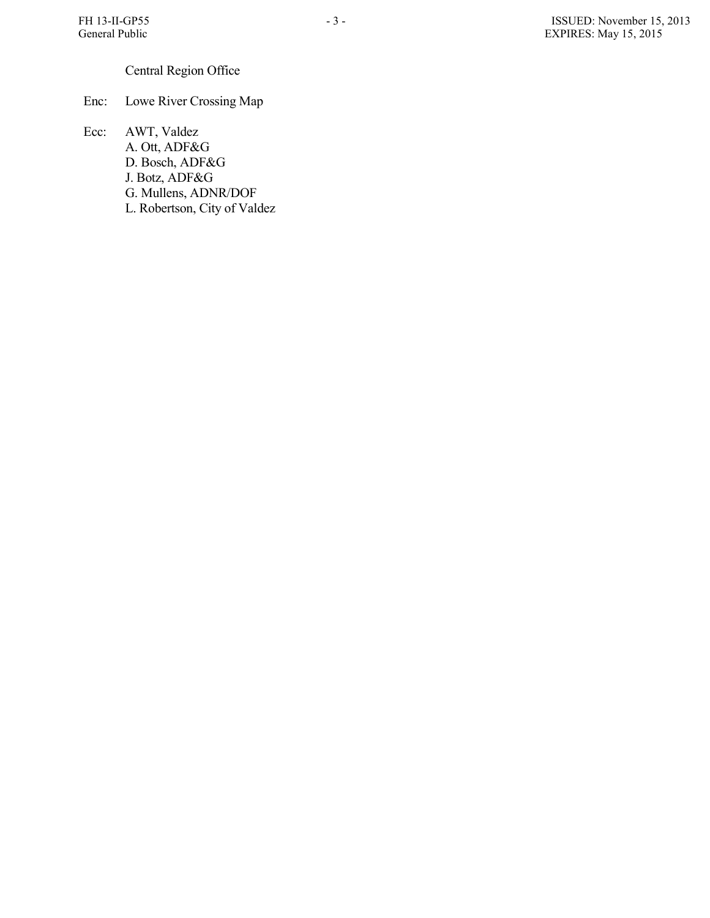Central Region Office

Enc: Lowe River Crossing Map

Ecc: AWT, Valdez
A. Ott, ADF&G
D. Bosch, ADF&G
J. Botz, ADF&G
G. Mullens, ADNR/DOF
L. Robertson, City of Valdez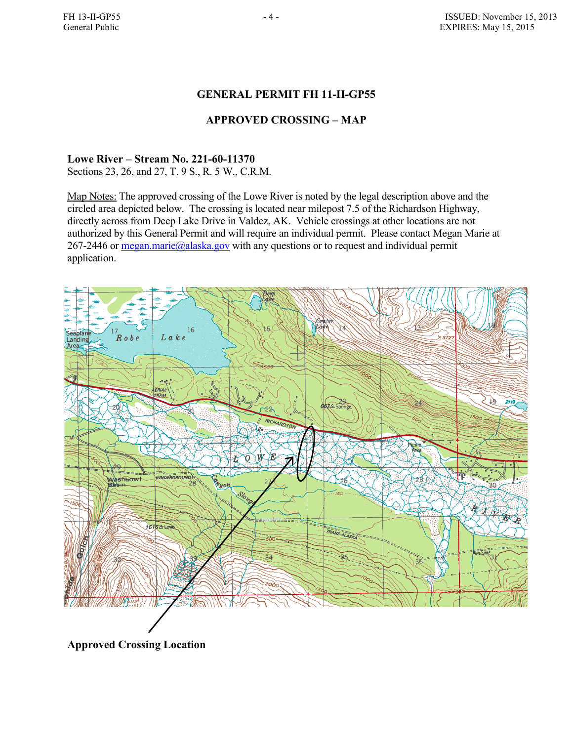## GENERAL PERMIT FH 11-II-GP55

## APPROVED CROSSING – MAP

**Lowe River – Stream No. 221-60-11370**
Sections 23, 26, and 27, T. 9 S., R. 5 W., C.R.M.

Map Notes: The approved crossing of the Lowe River is noted by the legal description above and the circled area depicted below. The crossing is located near milepost 7.5 of the Richardson Highway, directly across from Deep Lake Drive in Valdez, AK. Vehicle crossings at other locations are not authorized by this General Permit and will require an individual permit. Please contact Megan Marie at 267-2446 or megan.marie@alaska.gov with any questions or to request and individual permit application.

**Approved Crossing Location**